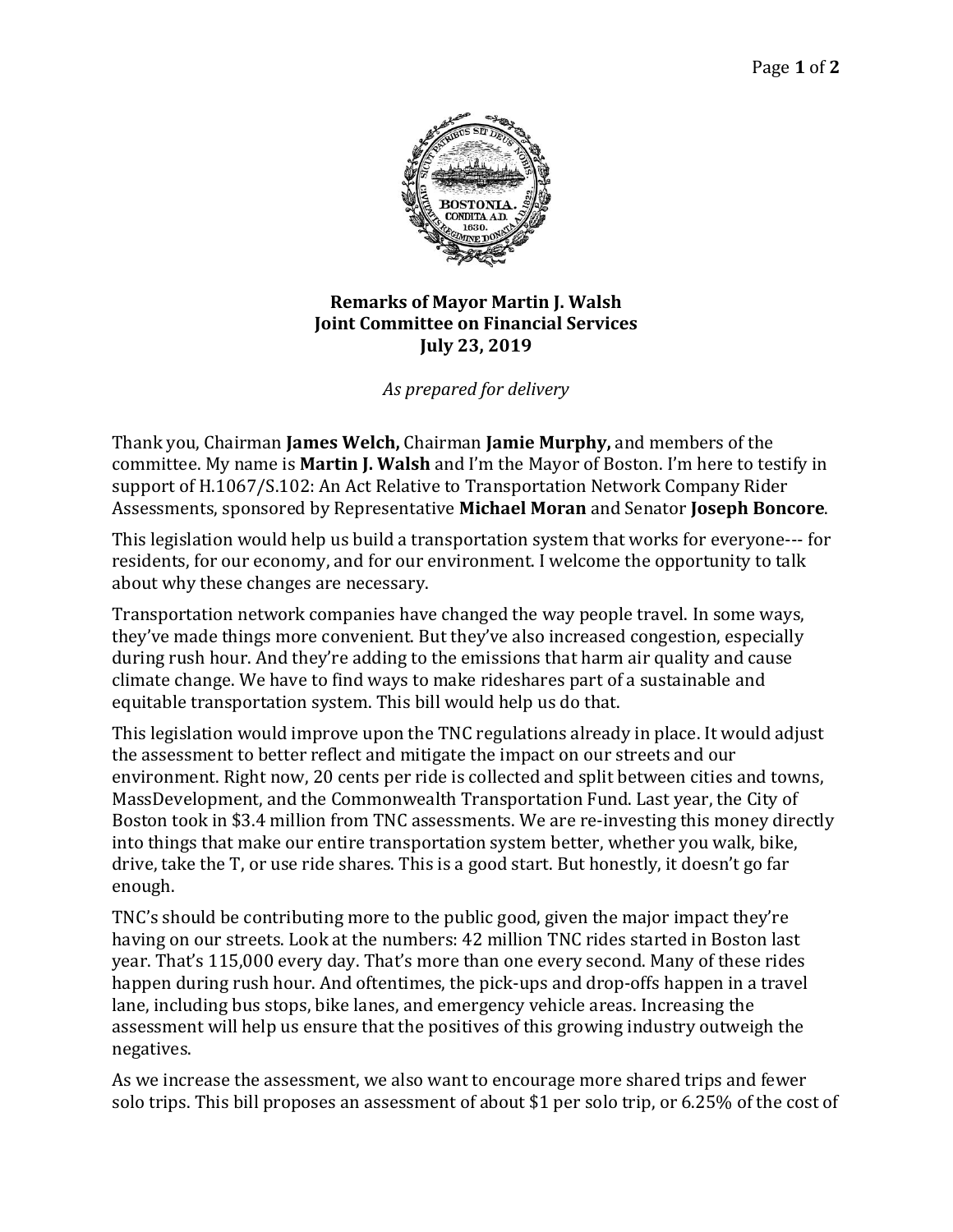**Remarks of Mayor Martin J. Walsh**
**Joint Committee on Financial Services**
**July 23, 2019**

*As prepared for delivery*

Thank you, Chairman **James Welch,** Chairman **Jamie Murphy,** and members of the committee. My name is **Martin J. Walsh** and I'm the Mayor of Boston. I'm here to testify in support of H.1067/S.102: An Act Relative to Transportation Network Company Rider Assessments, sponsored by Representative **Michael Moran** and Senator **Joseph Boncore**.

This legislation would help us build a transportation system that works for everyone--- for residents, for our economy, and for our environment. I welcome the opportunity to talk about why these changes are necessary.

Transportation network companies have changed the way people travel. In some ways, they've made things more convenient. But they've also increased congestion, especially during rush hour. And they're adding to the emissions that harm air quality and cause climate change. We have to find ways to make rideshares part of a sustainable and equitable transportation system. This bill would help us do that.

This legislation would improve upon the TNC regulations already in place. It would adjust the assessment to better reflect and mitigate the impact on our streets and our environment. Right now, 20 cents per ride is collected and split between cities and towns, MassDevelopment, and the Commonwealth Transportation Fund. Last year, the City of Boston took in $3.4 million from TNC assessments. We are re-investing this money directly into things that make our entire transportation system better, whether you walk, bike, drive, take the T, or use ride shares. This is a good start. But honestly, it doesn't go far enough.

TNC's should be contributing more to the public good, given the major impact they're having on our streets. Look at the numbers: 42 million TNC rides started in Boston last year. That's 115,000 every day. That's more than one every second. Many of these rides happen during rush hour. And oftentimes, the pick-ups and drop-offs happen in a travel lane, including bus stops, bike lanes, and emergency vehicle areas. Increasing the assessment will help us ensure that the positives of this growing industry outweigh the negatives.

As we increase the assessment, we also want to encourage more shared trips and fewer solo trips. This bill proposes an assessment of about $1 per solo trip, or 6.25% of the cost of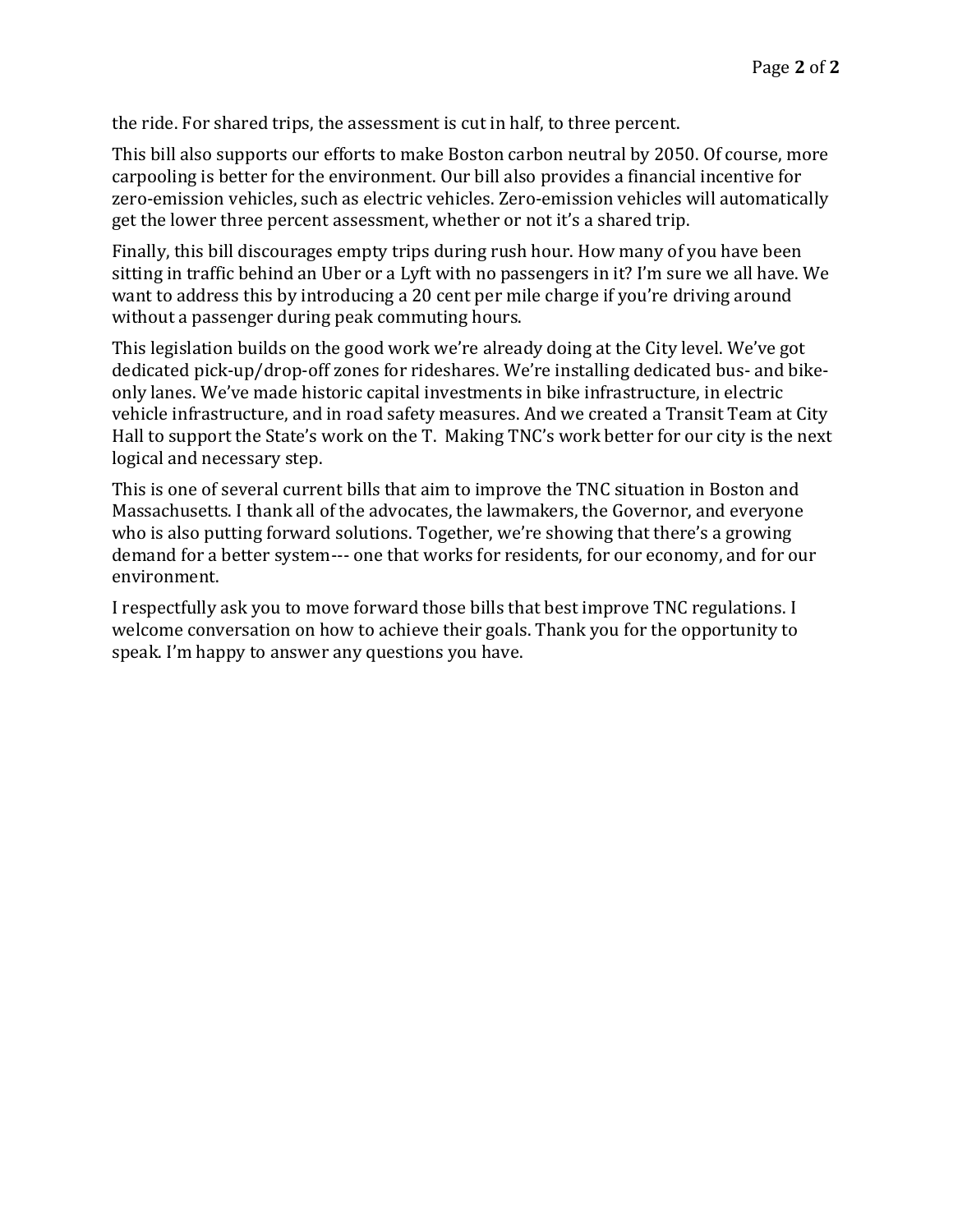the ride. For shared trips, the assessment is cut in half, to three percent.

This bill also supports our efforts to make Boston carbon neutral by 2050. Of course, more carpooling is better for the environment. Our bill also provides a financial incentive for zero-emission vehicles, such as electric vehicles. Zero-emission vehicles will automatically get the lower three percent assessment, whether or not it's a shared trip.

Finally, this bill discourages empty trips during rush hour. How many of you have been sitting in traffic behind an Uber or a Lyft with no passengers in it? I'm sure we all have. We want to address this by introducing a 20 cent per mile charge if you're driving around without a passenger during peak commuting hours.

This legislation builds on the good work we're already doing at the City level. We've got dedicated pick-up/drop-off zones for rideshares. We're installing dedicated bus- and bike-only lanes. We've made historic capital investments in bike infrastructure, in electric vehicle infrastructure, and in road safety measures. And we created a Transit Team at City Hall to support the State's work on the T. Making TNC's work better for our city is the next logical and necessary step.

This is one of several current bills that aim to improve the TNC situation in Boston and Massachusetts. I thank all of the advocates, the lawmakers, the Governor, and everyone who is also putting forward solutions. Together, we're showing that there's a growing demand for a better system--- one that works for residents, for our economy, and for our environment.

I respectfully ask you to move forward those bills that best improve TNC regulations. I welcome conversation on how to achieve their goals. Thank you for the opportunity to speak. I'm happy to answer any questions you have.